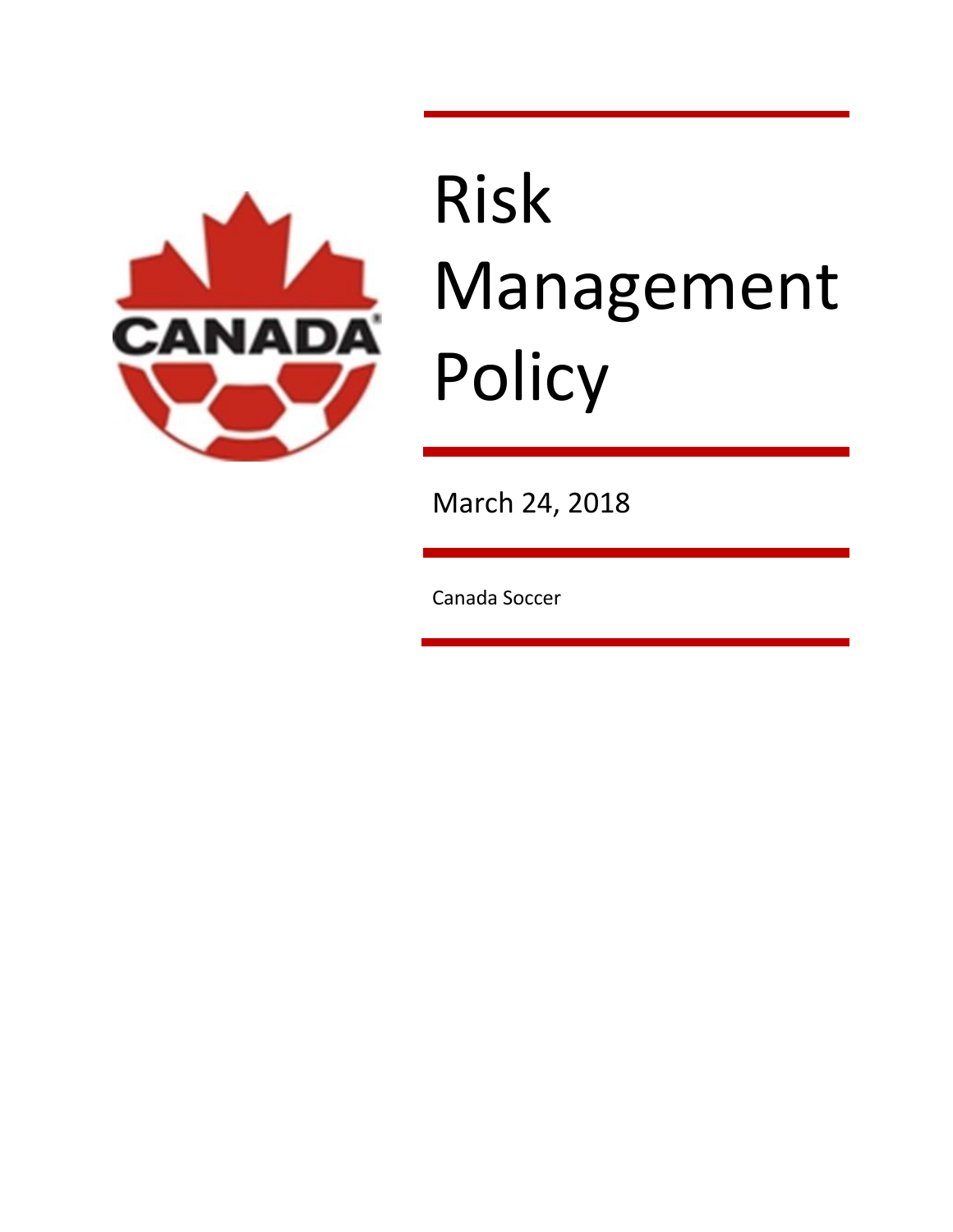# Risk Management Policy

March 24, 2018

Canada Soccer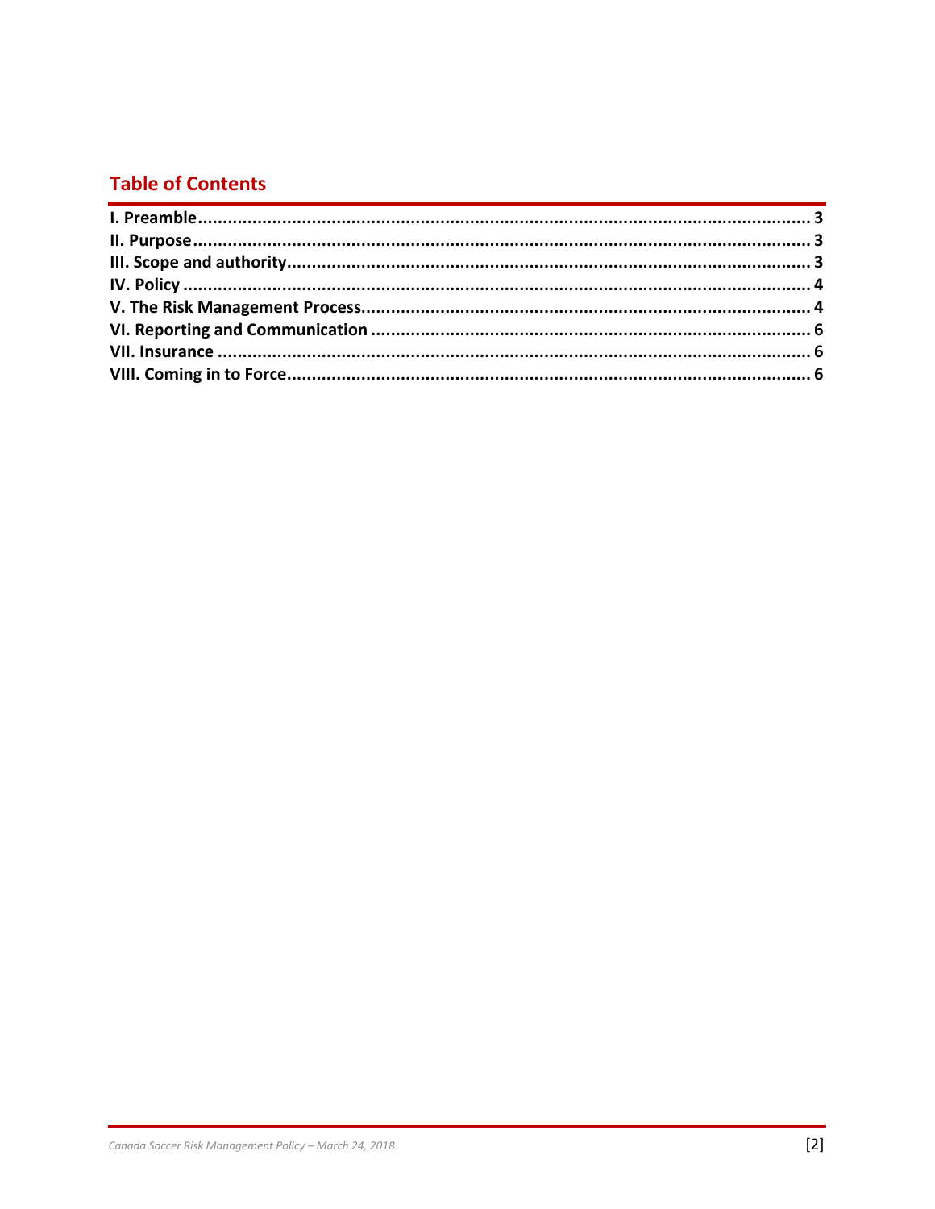## Table of Contents

| | |
|---|---|
| **I. Preamble** | **3** |
| **II. Purpose** | **3** |
| **III. Scope and authority** | **3** |
| **IV. Policy** | **4** |
| **V. The Risk Management Process** | **4** |
| **VI. Reporting and Communication** | **6** |
| **VII. Insurance** | **6** |
| **VIII. Coming in to Force** | **6** |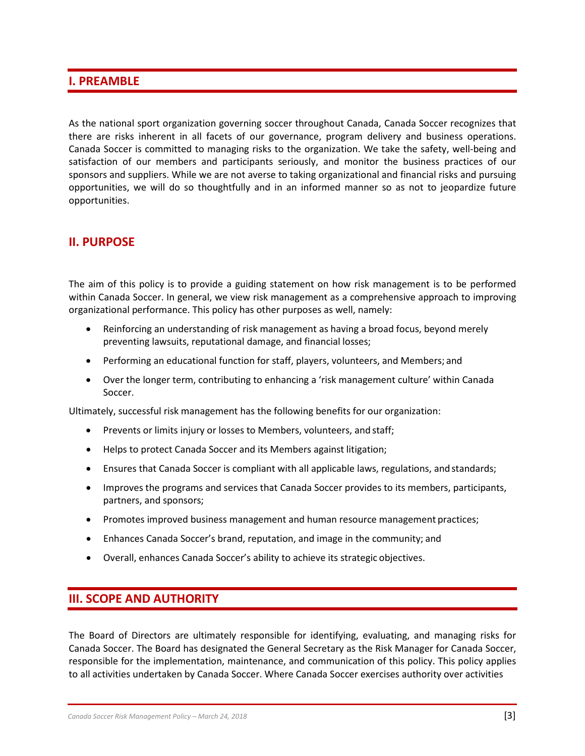## I. PREAMBLE

As the national sport organization governing soccer throughout Canada, Canada Soccer recognizes that there are risks inherent in all facets of our governance, program delivery and business operations. Canada Soccer is committed to managing risks to the organization. We take the safety, well-being and satisfaction of our members and participants seriously, and monitor the business practices of our sponsors and suppliers. While we are not averse to taking organizational and financial risks and pursuing opportunities, we will do so thoughtfully and in an informed manner so as not to jeopardize future opportunities.

## II. PURPOSE

The aim of this policy is to provide a guiding statement on how risk management is to be performed within Canada Soccer. In general, we view risk management as a comprehensive approach to improving organizational performance. This policy has other purposes as well, namely:

- Reinforcing an understanding of risk management as having a broad focus, beyond merely preventing lawsuits, reputational damage, and financial losses;
- Performing an educational function for staff, players, volunteers, and Members; and
- Over the longer term, contributing to enhancing a 'risk management culture' within Canada Soccer.

Ultimately, successful risk management has the following benefits for our organization:

- Prevents or limits injury or losses to Members, volunteers, and staff;
- Helps to protect Canada Soccer and its Members against litigation;
- Ensures that Canada Soccer is compliant with all applicable laws, regulations, and standards;
- Improves the programs and services that Canada Soccer provides to its members, participants, partners, and sponsors;
- Promotes improved business management and human resource management practices;
- Enhances Canada Soccer's brand, reputation, and image in the community; and
- Overall, enhances Canada Soccer's ability to achieve its strategic objectives.

## III. SCOPE AND AUTHORITY

The Board of Directors are ultimately responsible for identifying, evaluating, and managing risks for Canada Soccer. The Board has designated the General Secretary as the Risk Manager for Canada Soccer, responsible for the implementation, maintenance, and communication of this policy. This policy applies to all activities undertaken by Canada Soccer. Where Canada Soccer exercises authority over activities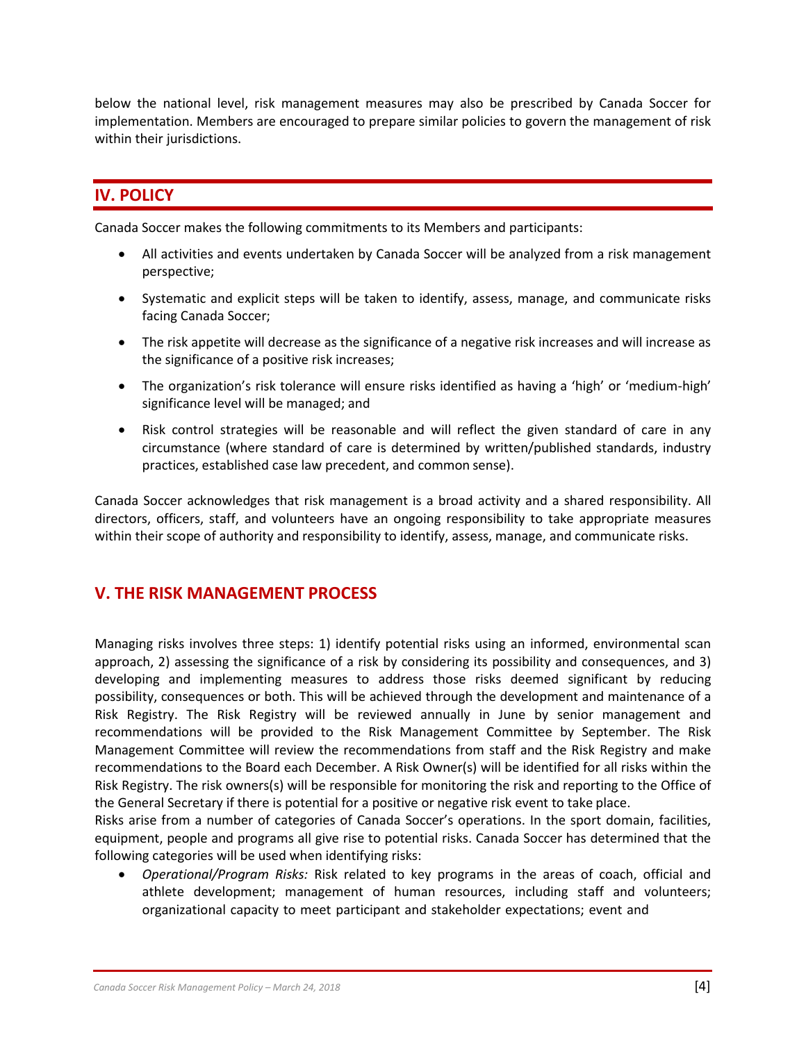below the national level, risk management measures may also be prescribed by Canada Soccer for implementation. Members are encouraged to prepare similar policies to govern the management of risk within their jurisdictions.

## IV. POLICY

Canada Soccer makes the following commitments to its Members and participants:

- All activities and events undertaken by Canada Soccer will be analyzed from a risk management perspective;
- Systematic and explicit steps will be taken to identify, assess, manage, and communicate risks facing Canada Soccer;
- The risk appetite will decrease as the significance of a negative risk increases and will increase as the significance of a positive risk increases;
- The organization's risk tolerance will ensure risks identified as having a 'high' or 'medium-high' significance level will be managed; and
- Risk control strategies will be reasonable and will reflect the given standard of care in any circumstance (where standard of care is determined by written/published standards, industry practices, established case law precedent, and common sense).

Canada Soccer acknowledges that risk management is a broad activity and a shared responsibility. All directors, officers, staff, and volunteers have an ongoing responsibility to take appropriate measures within their scope of authority and responsibility to identify, assess, manage, and communicate risks.

## V. THE RISK MANAGEMENT PROCESS

Managing risks involves three steps: 1) identify potential risks using an informed, environmental scan approach, 2) assessing the significance of a risk by considering its possibility and consequences, and 3) developing and implementing measures to address those risks deemed significant by reducing possibility, consequences or both. This will be achieved through the development and maintenance of a Risk Registry. The Risk Registry will be reviewed annually in June by senior management and recommendations will be provided to the Risk Management Committee by September. The Risk Management Committee will review the recommendations from staff and the Risk Registry and make recommendations to the Board each December. A Risk Owner(s) will be identified for all risks within the Risk Registry. The risk owners(s) will be responsible for monitoring the risk and reporting to the Office of the General Secretary if there is potential for a positive or negative risk event to take place.

Risks arise from a number of categories of Canada Soccer's operations. In the sport domain, facilities, equipment, people and programs all give rise to potential risks. Canada Soccer has determined that the following categories will be used when identifying risks:

- *Operational/Program Risks:* Risk related to key programs in the areas of coach, official and athlete development; management of human resources, including staff and volunteers; organizational capacity to meet participant and stakeholder expectations; event and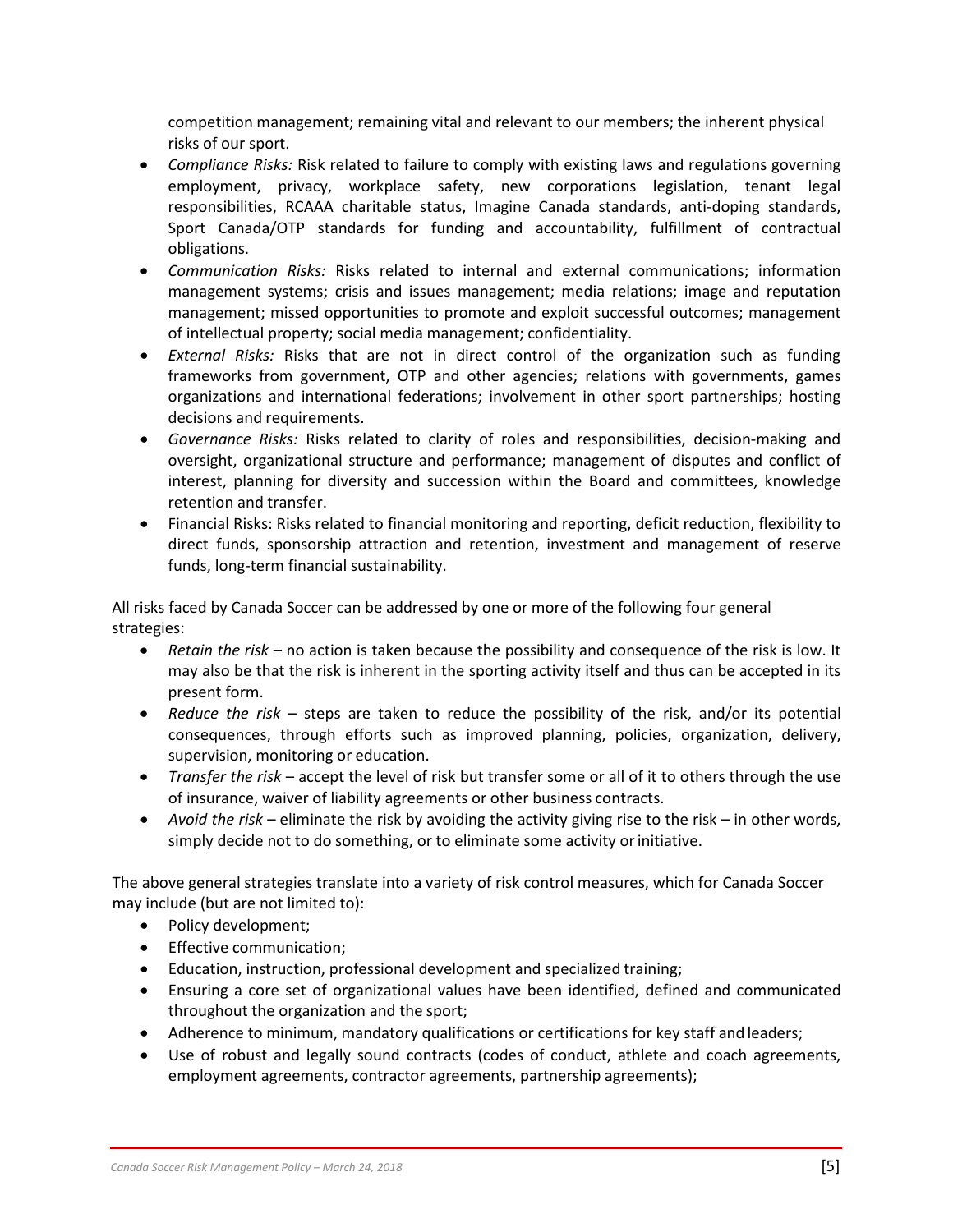competition management; remaining vital and relevant to our members; the inherent physical risks of our sport.

- *Compliance Risks:* Risk related to failure to comply with existing laws and regulations governing employment, privacy, workplace safety, new corporations legislation, tenant legal responsibilities, RCAAA charitable status, Imagine Canada standards, anti-doping standards, Sport Canada/OTP standards for funding and accountability, fulfillment of contractual obligations.
- *Communication Risks:* Risks related to internal and external communications; information management systems; crisis and issues management; media relations; image and reputation management; missed opportunities to promote and exploit successful outcomes; management of intellectual property; social media management; confidentiality.
- *External Risks:* Risks that are not in direct control of the organization such as funding frameworks from government, OTP and other agencies; relations with governments, games organizations and international federations; involvement in other sport partnerships; hosting decisions and requirements.
- *Governance Risks:* Risks related to clarity of roles and responsibilities, decision-making and oversight, organizational structure and performance; management of disputes and conflict of interest, planning for diversity and succession within the Board and committees, knowledge retention and transfer.
- Financial Risks: Risks related to financial monitoring and reporting, deficit reduction, flexibility to direct funds, sponsorship attraction and retention, investment and management of reserve funds, long-term financial sustainability.

All risks faced by Canada Soccer can be addressed by one or more of the following four general strategies:

- *Retain the risk* – no action is taken because the possibility and consequence of the risk is low. It may also be that the risk is inherent in the sporting activity itself and thus can be accepted in its present form.
- *Reduce the risk* – steps are taken to reduce the possibility of the risk, and/or its potential consequences, through efforts such as improved planning, policies, organization, delivery, supervision, monitoring or education.
- *Transfer the risk* – accept the level of risk but transfer some or all of it to others through the use of insurance, waiver of liability agreements or other business contracts.
- *Avoid the risk* – eliminate the risk by avoiding the activity giving rise to the risk – in other words, simply decide not to do something, or to eliminate some activity or initiative.

The above general strategies translate into a variety of risk control measures, which for Canada Soccer may include (but are not limited to):

- Policy development;
- Effective communication;
- Education, instruction, professional development and specialized training;
- Ensuring a core set of organizational values have been identified, defined and communicated throughout the organization and the sport;
- Adherence to minimum, mandatory qualifications or certifications for key staff and leaders;
- Use of robust and legally sound contracts (codes of conduct, athlete and coach agreements, employment agreements, contractor agreements, partnership agreements);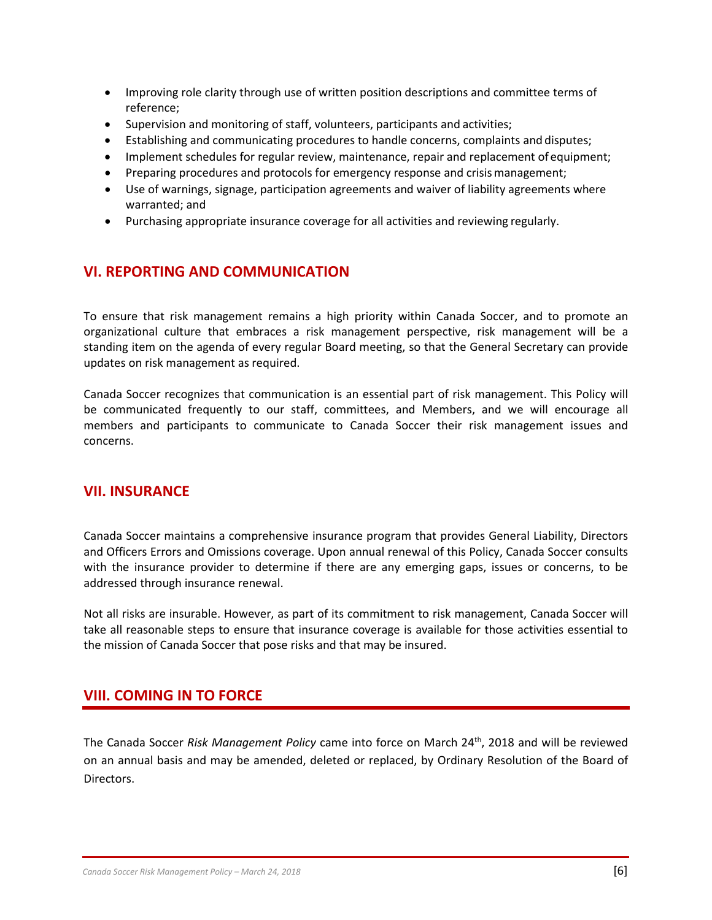- Improving role clarity through use of written position descriptions and committee terms of reference;
- Supervision and monitoring of staff, volunteers, participants and activities;
- Establishing and communicating procedures to handle concerns, complaints and disputes;
- Implement schedules for regular review, maintenance, repair and replacement of equipment;
- Preparing procedures and protocols for emergency response and crisis management;
- Use of warnings, signage, participation agreements and waiver of liability agreements where warranted; and
- Purchasing appropriate insurance coverage for all activities and reviewing regularly.

## VI. REPORTING AND COMMUNICATION

To ensure that risk management remains a high priority within Canada Soccer, and to promote an organizational culture that embraces a risk management perspective, risk management will be a standing item on the agenda of every regular Board meeting, so that the General Secretary can provide updates on risk management as required.

Canada Soccer recognizes that communication is an essential part of risk management. This Policy will be communicated frequently to our staff, committees, and Members, and we will encourage all members and participants to communicate to Canada Soccer their risk management issues and concerns.

## VII. INSURANCE

Canada Soccer maintains a comprehensive insurance program that provides General Liability, Directors and Officers Errors and Omissions coverage. Upon annual renewal of this Policy, Canada Soccer consults with the insurance provider to determine if there are any emerging gaps, issues or concerns, to be addressed through insurance renewal.

Not all risks are insurable. However, as part of its commitment to risk management, Canada Soccer will take all reasonable steps to ensure that insurance coverage is available for those activities essential to the mission of Canada Soccer that pose risks and that may be insured.

## VIII. COMING IN TO FORCE

The Canada Soccer *Risk Management Policy* came into force on March 24th, 2018 and will be reviewed on an annual basis and may be amended, deleted or replaced, by Ordinary Resolution of the Board of Directors.